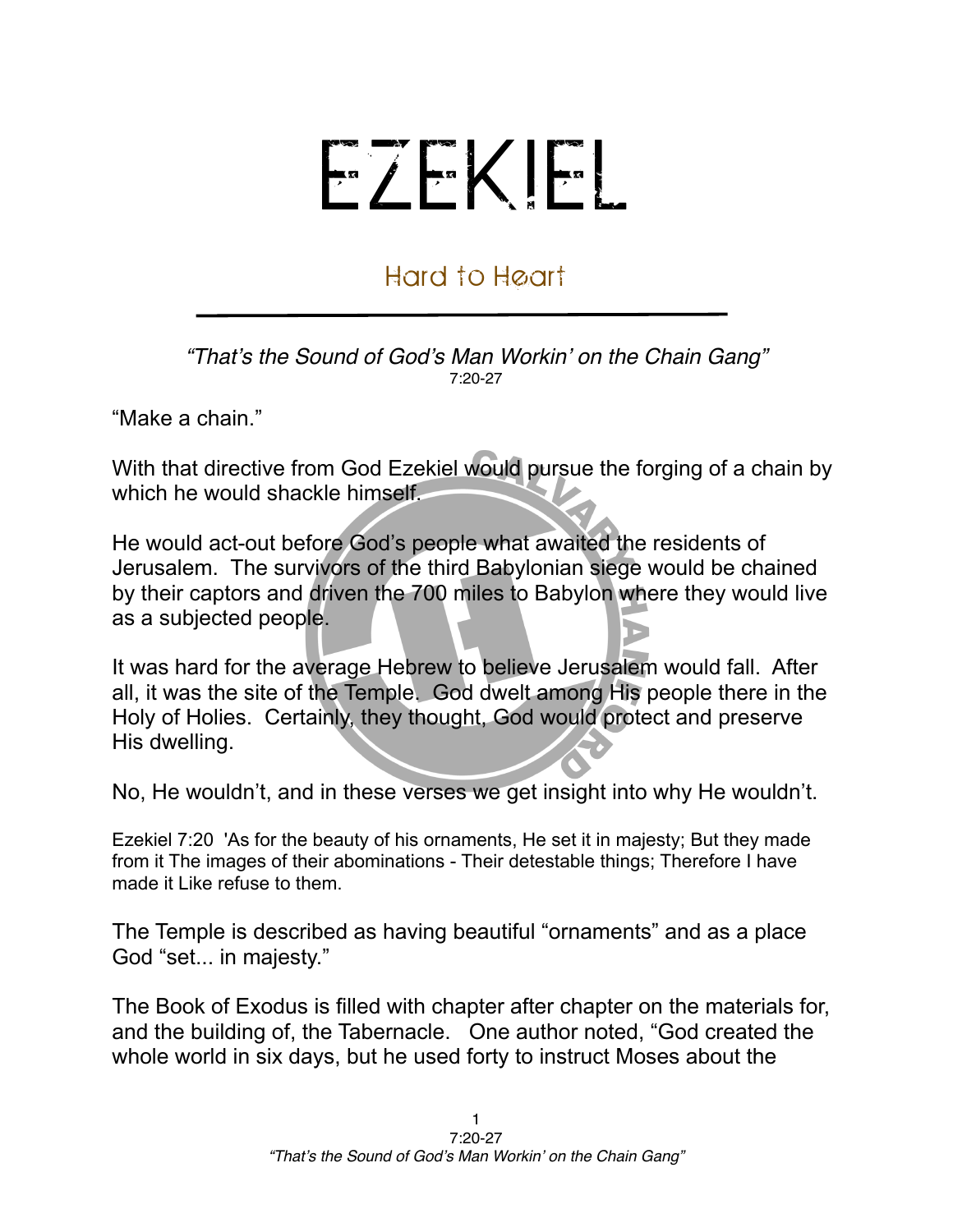# EZEKIEL

## Hard to Heart

*“That’s the Sound of God’s Man Workin’ on the Chain Gang”*
7:20-27

“Make a chain.”

With that directive from God Ezekiel would pursue the forging of a chain by which he would shackle himself.

He would act-out before God’s people what awaited the residents of Jerusalem. The survivors of the third Babylonian siege would be chained by their captors and driven the 700 miles to Babylon where they would live as a subjected people.

It was hard for the average Hebrew to believe Jerusalem would fall. After all, it was the site of the Temple. God dwelt among His people there in the Holy of Holies. Certainly, they thought, God would protect and preserve His dwelling.

No, He wouldn’t, and in these verses we get insight into why He wouldn’t.

Ezekiel 7:20 'As for the beauty of his ornaments, He set it in majesty; But they made from it The images of their abominations - Their detestable things; Therefore I have made it Like refuse to them.

The Temple is described as having beautiful “ornaments” and as a place God “set... in majesty.”

The Book of Exodus is filled with chapter after chapter on the materials for, and the building of, the Tabernacle. One author noted, “God created the whole world in six days, but he used forty to instruct Moses about the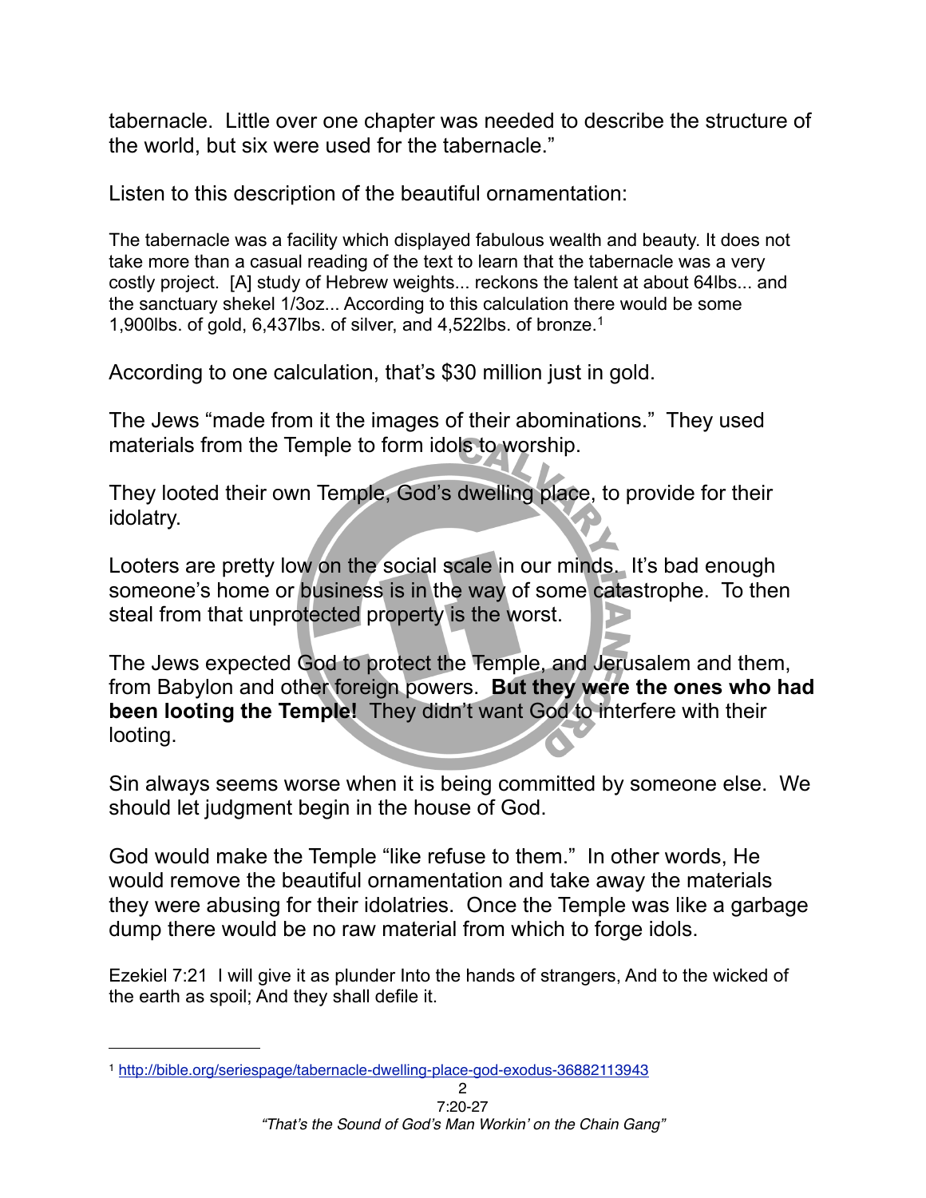tabernacle. Little over one chapter was needed to describe the structure of the world, but six were used for the tabernacle."

Listen to this description of the beautiful ornamentation:

> The tabernacle was a facility which displayed fabulous wealth and beauty. It does not take more than a casual reading of the text to learn that the tabernacle was a very costly project. [A] study of Hebrew weights... reckons the talent at about 64lbs... and the sanctuary shekel 1/3oz... According to this calculation there would be some 1,900lbs. of gold, 6,437lbs. of silver, and 4,522lbs. of bronze.[1]

According to one calculation, that's $30 million just in gold.

The Jews "made from it the images of their abominations." They used materials from the Temple to form idols to worship.

They looted their own Temple, God's dwelling place, to provide for their idolatry.

Looters are pretty low on the social scale in our minds. It's bad enough someone's home or business is in the way of some catastrophe. To then steal from that unprotected property is the worst.

The Jews expected God to protect the Temple, and Jerusalem and them, from Babylon and other foreign powers. **But they were the ones who had been looting the Temple!** They didn't want God to interfere with their looting.

Sin always seems worse when it is being committed by someone else. We should let judgment begin in the house of God.

God would make the Temple "like refuse to them." In other words, He would remove the beautiful ornamentation and take away the materials they were abusing for their idolatries. Once the Temple was like a garbage dump there would be no raw material from which to forge idols.

Ezekiel 7:21 I will give it as plunder Into the hands of strangers, And to the wicked of the earth as spoil; And they shall defile it.

---

[1] http://bible.org/seriespage/tabernacle-dwelling-place-god-exodus-36882113943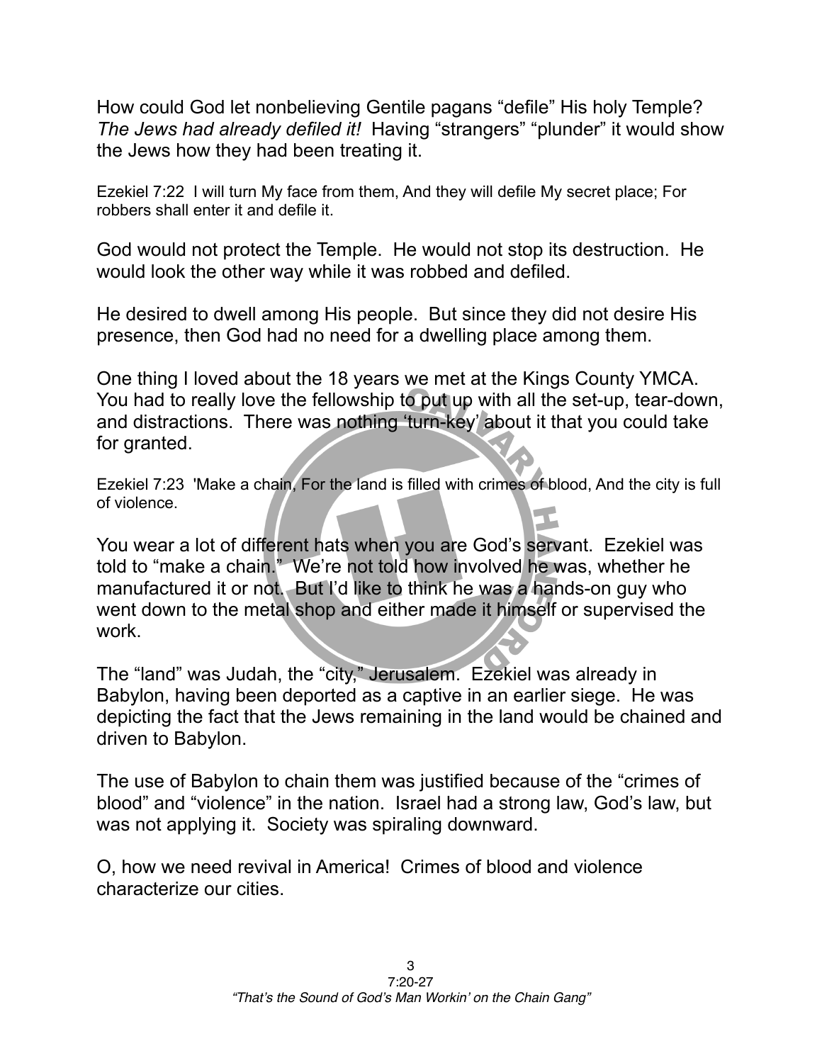How could God let nonbelieving Gentile pagans “defile” His holy Temple? *The Jews had already defiled it!* Having “strangers” “plunder” it would show the Jews how they had been treating it.

Ezekiel 7:22 I will turn My face from them, And they will defile My secret place; For robbers shall enter it and defile it.

God would not protect the Temple. He would not stop its destruction. He would look the other way while it was robbed and defiled.

He desired to dwell among His people. But since they did not desire His presence, then God had no need for a dwelling place among them.

One thing I loved about the 18 years we met at the Kings County YMCA. You had to really love the fellowship to put up with all the set-up, tear-down, and distractions. There was nothing ‘turn-key’ about it that you could take for granted.

Ezekiel 7:23 'Make a chain, For the land is filled with crimes of blood, And the city is full of violence.

You wear a lot of different hats when you are God’s servant. Ezekiel was told to “make a chain.” We’re not told how involved he was, whether he manufactured it or not. But I’d like to think he was a hands-on guy who went down to the metal shop and either made it himself or supervised the work.

The “land” was Judah, the “city,” Jerusalem. Ezekiel was already in Babylon, having been deported as a captive in an earlier siege. He was depicting the fact that the Jews remaining in the land would be chained and driven to Babylon.

The use of Babylon to chain them was justified because of the “crimes of blood” and “violence” in the nation. Israel had a strong law, God’s law, but was not applying it. Society was spiraling downward.

O, how we need revival in America! Crimes of blood and violence characterize our cities.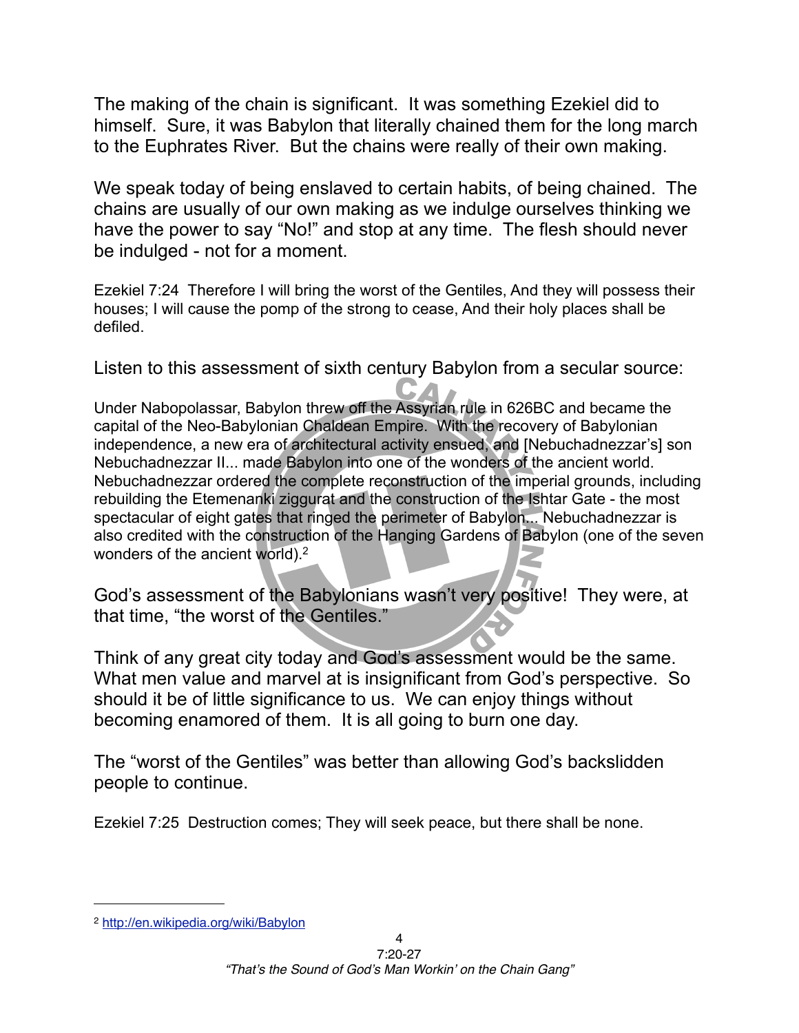The making of the chain is significant. It was something Ezekiel did to himself. Sure, it was Babylon that literally chained them for the long march to the Euphrates River. But the chains were really of their own making.

We speak today of being enslaved to certain habits, of being chained. The chains are usually of our own making as we indulge ourselves thinking we have the power to say "No!" and stop at any time. The flesh should never be indulged - not for a moment.

Ezekiel 7:24 Therefore I will bring the worst of the Gentiles, And they will possess their houses; I will cause the pomp of the strong to cease, And their holy places shall be defiled.

Listen to this assessment of sixth century Babylon from a secular source:

Under Nabopolassar, Babylon threw off the Assyrian rule in 626BC and became the capital of the Neo-Babylonian Chaldean Empire. With the recovery of Babylonian independence, a new era of architectural activity ensued, and [Nebuchadnezzar's] son Nebuchadnezzar II... made Babylon into one of the wonders of the ancient world. Nebuchadnezzar ordered the complete reconstruction of the imperial grounds, including rebuilding the Etemenanki ziggurat and the construction of the Ishtar Gate - the most spectacular of eight gates that ringed the perimeter of Babylon... Nebuchadnezzar is also credited with the construction of the Hanging Gardens of Babylon (one of the seven wonders of the ancient world).[2]

God's assessment of the Babylonians wasn't very positive! They were, at that time, "the worst of the Gentiles."

Think of any great city today and God's assessment would be the same. What men value and marvel at is insignificant from God's perspective. So should it be of little significance to us. We can enjoy things without becoming enamored of them. It is all going to burn one day.

The "worst of the Gentiles" was better than allowing God's backslidden people to continue.

Ezekiel 7:25 Destruction comes; They will seek peace, but there shall be none.

---

[2] http://en.wikipedia.org/wiki/Babylon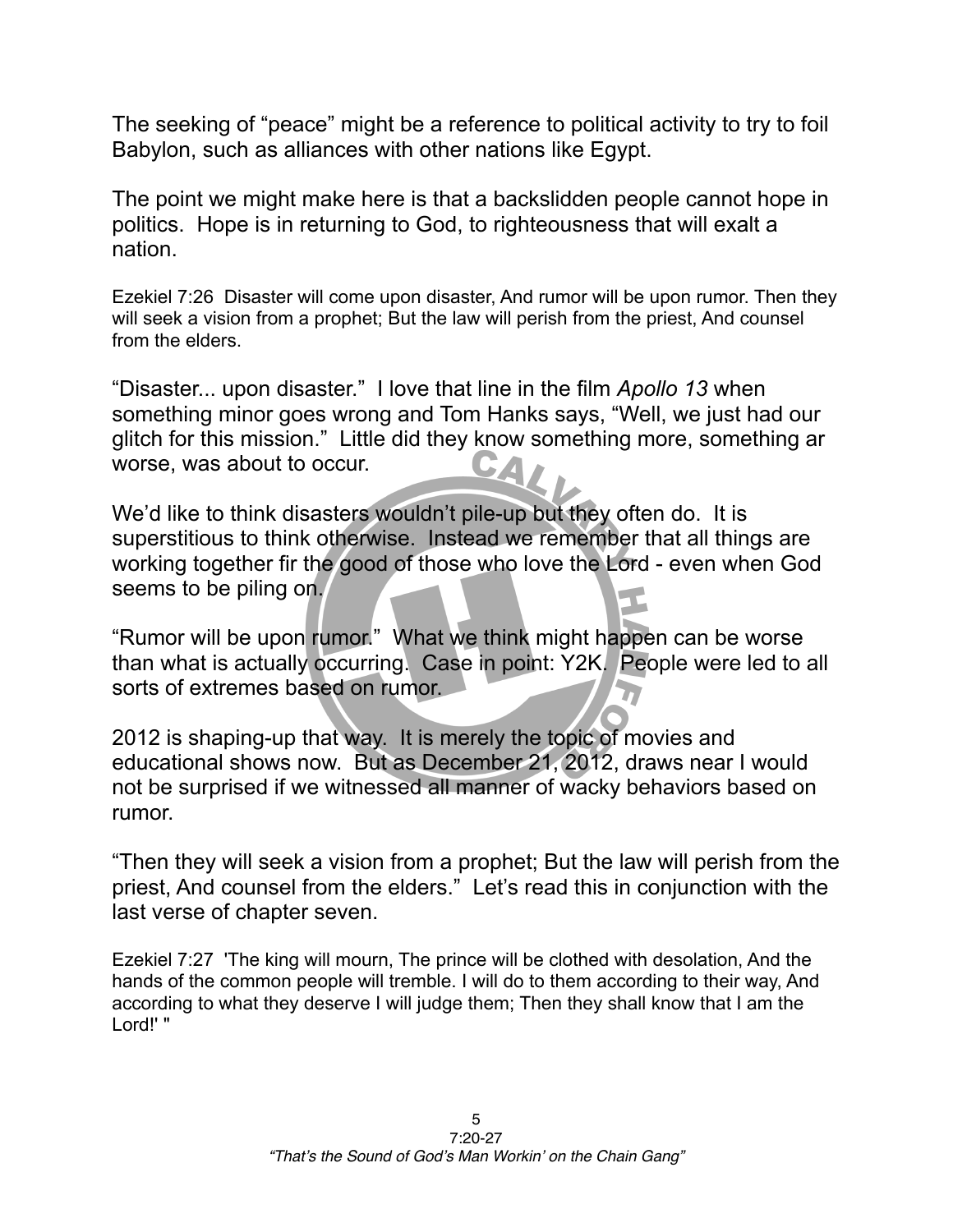The seeking of “peace” might be a reference to political activity to try to foil Babylon, such as alliances with other nations like Egypt.

The point we might make here is that a backslidden people cannot hope in politics. Hope is in returning to God, to righteousness that will exalt a nation.

Ezekiel 7:26 Disaster will come upon disaster, And rumor will be upon rumor. Then they will seek a vision from a prophet; But the law will perish from the priest, And counsel from the elders.

“Disaster... upon disaster.” I love that line in the film *Apollo 13* when something minor goes wrong and Tom Hanks says, “Well, we just had our glitch for this mission.” Little did they know something more, something ar worse, was about to occur.

We’d like to think disasters wouldn’t pile-up but they often do. It is superstitious to think otherwise. Instead we remember that all things are working together fir the good of those who love the Lord - even when God seems to be piling on.

“Rumor will be upon rumor.” What we think might happen can be worse than what is actually occurring. Case in point: Y2K. People were led to all sorts of extremes based on rumor.

2012 is shaping-up that way. It is merely the topic of movies and educational shows now. But as December 21, 2012, draws near I would not be surprised if we witnessed all manner of wacky behaviors based on rumor.

“Then they will seek a vision from a prophet; But the law will perish from the priest, And counsel from the elders.” Let’s read this in conjunction with the last verse of chapter seven.

Ezekiel 7:27 'The king will mourn, The prince will be clothed with desolation, And the hands of the common people will tremble. I will do to them according to their way, And according to what they deserve I will judge them; Then they shall know that I am the Lord!' "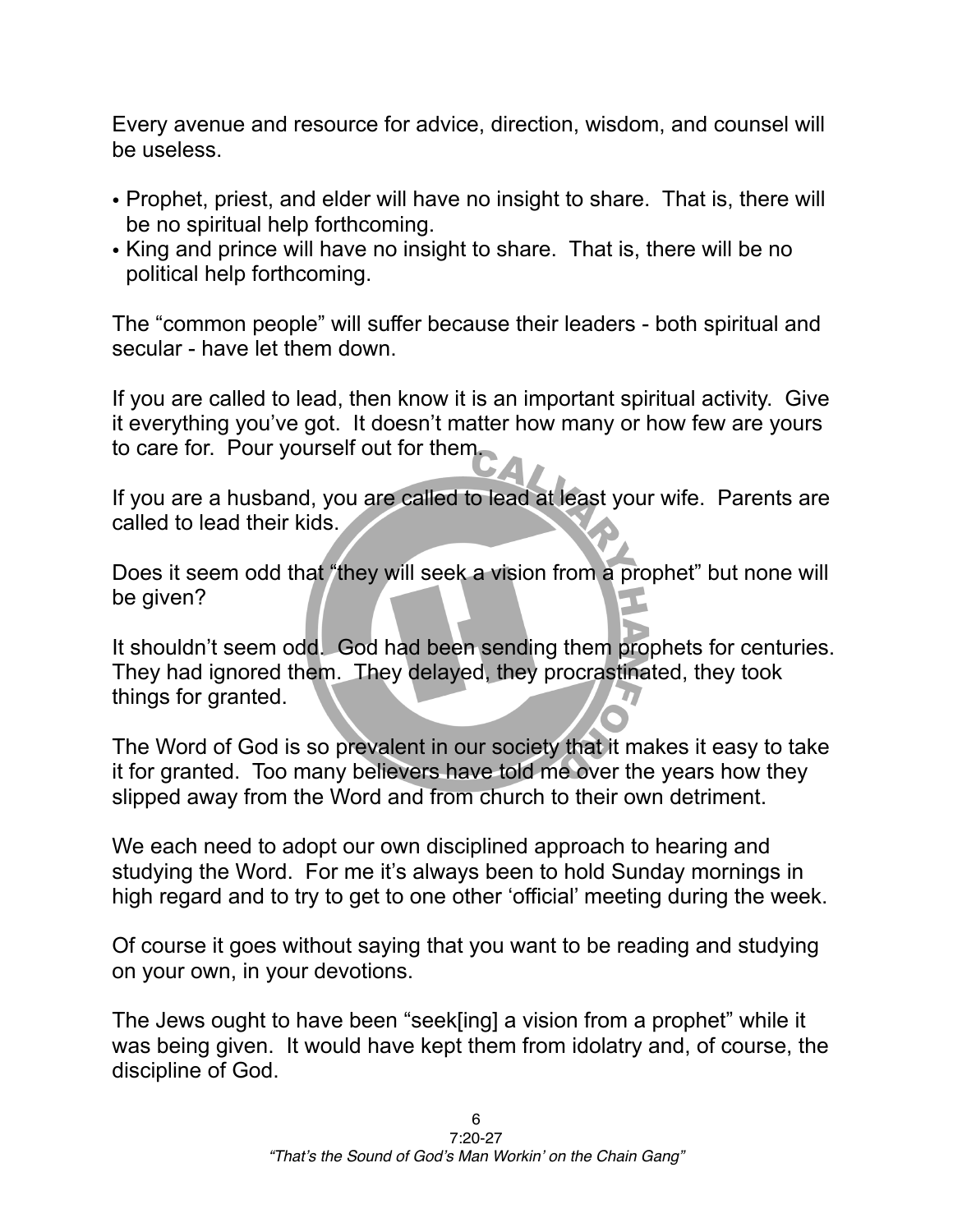Every avenue and resource for advice, direction, wisdom, and counsel will be useless.

- Prophet, priest, and elder will have no insight to share. That is, there will be no spiritual help forthcoming.
- King and prince will have no insight to share. That is, there will be no political help forthcoming.

The "common people" will suffer because their leaders - both spiritual and secular - have let them down.

If you are called to lead, then know it is an important spiritual activity. Give it everything you've got. It doesn't matter how many or how few are yours to care for. Pour yourself out for them.

If you are a husband, you are called to lead at least your wife. Parents are called to lead their kids.

Does it seem odd that "they will seek a vision from a prophet" but none will be given?

It shouldn't seem odd. God had been sending them prophets for centuries. They had ignored them. They delayed, they procrastinated, they took things for granted.

The Word of God is so prevalent in our society that it makes it easy to take it for granted. Too many believers have told me over the years how they slipped away from the Word and from church to their own detriment.

We each need to adopt our own disciplined approach to hearing and studying the Word. For me it's always been to hold Sunday mornings in high regard and to try to get to one other 'official' meeting during the week.

Of course it goes without saying that you want to be reading and studying on your own, in your devotions.

The Jews ought to have been "seek[ing] a vision from a prophet" while it was being given. It would have kept them from idolatry and, of course, the discipline of God.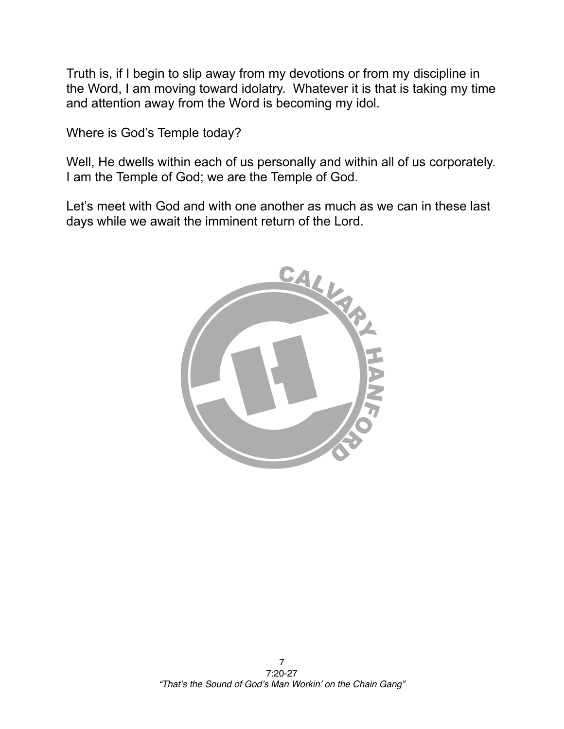Truth is, if I begin to slip away from my devotions or from my discipline in the Word, I am moving toward idolatry. Whatever it is that is taking my time and attention away from the Word is becoming my idol.

Where is God's Temple today?

Well, He dwells within each of us personally and within all of us corporately. I am the Temple of God; we are the Temple of God.

Let's meet with God and with one another as much as we can in these last days while we await the imminent return of the Lord.